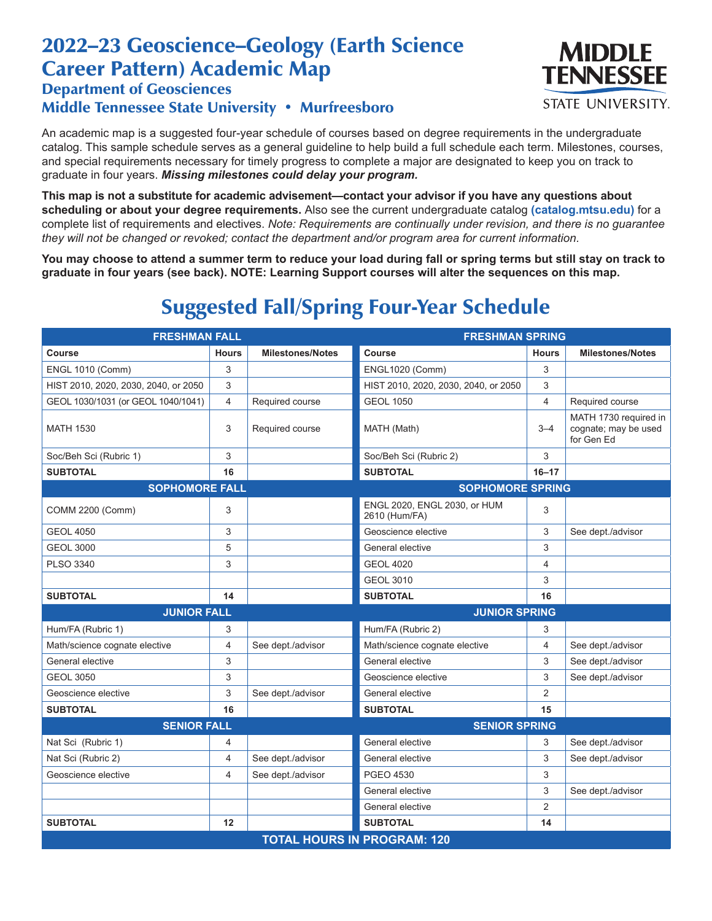# 2022–23 Geoscience–Geology (Earth Science Career Pattern) Academic Map

## Department of Geosciences

## Middle Tennessee State University • Murfreesboro

MIDDLE TENNESSEE STATE UNIVERSITY.

An academic map is a suggested four-year schedule of courses based on degree requirements in the undergraduate catalog. This sample schedule serves as a general guideline to help build a full schedule each term. Milestones, courses, and special requirements necessary for timely progress to complete a major are designated to keep you on track to graduate in four years. ***Missing milestones could delay your program.***

**This map is not a substitute for academic advisement—contact your advisor if you have any questions about scheduling or about your degree requirements.** Also see the current undergraduate catalog **(catalog.mtsu.edu)** for a complete list of requirements and electives. *Note: Requirements are continually under revision, and there is no guarantee they will not be changed or revoked; contact the department and/or program area for current information.*

**You may choose to attend a summer term to reduce your load during fall or spring terms but still stay on track to graduate in four years (see back). NOTE: Learning Support courses will alter the sequences on this map.**

## Suggested Fall/Spring Four-Year Schedule

| FRESHMAN FALL | | | FRESHMAN SPRING | | |
|---|---|---|---|---|---|
| **Course** | **Hours** | **Milestones/Notes** | **Course** | **Hours** | **Milestones/Notes** |
| ENGL 1010 (Comm) | 3 | | ENGL1020 (Comm) | 3 | |
| HIST 2010, 2020, 2030, 2040, or 2050 | 3 | | HIST 2010, 2020, 2030, 2040, or 2050 | 3 | |
| GEOL 1030/1031 (or GEOL 1040/1041) | 4 | Required course | GEOL 1050 | 4 | Required course |
| MATH 1530 | 3 | Required course | MATH (Math) | 3–4 | MATH 1730 required in cognate; may be used for Gen Ed |
| Soc/Beh Sci (Rubric 1) | 3 | | Soc/Beh Sci (Rubric 2) | 3 | |
| **SUBTOTAL** | **16** | | **SUBTOTAL** | **16–17** | |
| **SOPHOMORE FALL** | | | **SOPHOMORE SPRING** | | |
| COMM 2200 (Comm) | 3 | | ENGL 2020, ENGL 2030, or HUM 2610 (Hum/FA) | 3 | |
| GEOL 4050 | 3 | | Geoscience elective | 3 | See dept./advisor |
| GEOL 3000 | 5 | | General elective | 3 | |
| PLSO 3340 | 3 | | GEOL 4020 | 4 | |
| | | | GEOL 3010 | 3 | |
| **SUBTOTAL** | **14** | | **SUBTOTAL** | **16** | |
| **JUNIOR FALL** | | | **JUNIOR SPRING** | | |
| Hum/FA (Rubric 1) | 3 | | Hum/FA (Rubric 2) | 3 | |
| Math/science cognate elective | 4 | See dept./advisor | Math/science cognate elective | 4 | See dept./advisor |
| General elective | 3 | | General elective | 3 | See dept./advisor |
| GEOL 3050 | 3 | | Geoscience elective | 3 | See dept./advisor |
| Geoscience elective | 3 | See dept./advisor | General elective | 2 | |
| **SUBTOTAL** | **16** | | **SUBTOTAL** | **15** | |
| **SENIOR FALL** | | | **SENIOR SPRING** | | |
| Nat Sci (Rubric 1) | 4 | | General elective | 3 | See dept./advisor |
| Nat Sci (Rubric 2) | 4 | See dept./advisor | General elective | 3 | See dept./advisor |
| Geoscience elective | 4 | See dept./advisor | PGEO 4530 | 3 | |
| | | | General elective | 3 | See dept./advisor |
| | | | General elective | 2 | |
| **SUBTOTAL** | **12** | | **SUBTOTAL** | **14** | |
| **TOTAL HOURS IN PROGRAM: 120** | | | | | |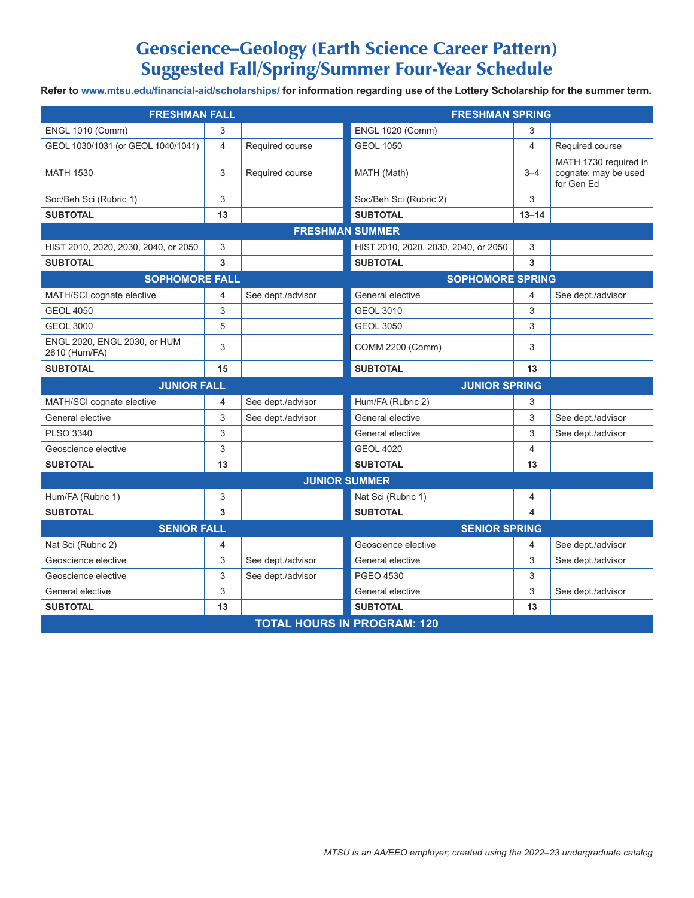# Geoscience–Geology (Earth Science Career Pattern)
# Suggested Fall/Spring/Summer Four-Year Schedule

**Refer to www.mtsu.edu/financial-aid/scholarships/ for information regarding use of the Lottery Scholarship for the summer term.**

| FRESHMAN FALL | | | FRESHMAN SPRING | | |
|---|---|---|---|---|---|
| ENGL 1010 (Comm) | 3 | | ENGL 1020 (Comm) | 3 | |
| GEOL 1030/1031 (or GEOL 1040/1041) | 4 | Required course | GEOL 1050 | 4 | Required course |
| MATH 1530 | 3 | Required course | MATH (Math) | 3–4 | MATH 1730 required in cognate; may be used for Gen Ed |
| Soc/Beh Sci (Rubric 1) | 3 | | Soc/Beh Sci (Rubric 2) | 3 | |
| **SUBTOTAL** | **13** | | **SUBTOTAL** | **13–14** | |
| **FRESHMAN SUMMER** | | | | | |
| HIST 2010, 2020, 2030, 2040, or 2050 | 3 | | HIST 2010, 2020, 2030, 2040, or 2050 | 3 | |
| **SUBTOTAL** | **3** | | **SUBTOTAL** | **3** | |
| **SOPHOMORE FALL** | | | **SOPHOMORE SPRING** | | |
| MATH/SCI cognate elective | 4 | See dept./advisor | General elective | 4 | See dept./advisor |
| GEOL 4050 | 3 | | GEOL 3010 | 3 | |
| GEOL 3000 | 5 | | GEOL 3050 | 3 | |
| ENGL 2020, ENGL 2030, or HUM 2610 (Hum/FA) | 3 | | COMM 2200 (Comm) | 3 | |
| **SUBTOTAL** | **15** | | **SUBTOTAL** | **13** | |
| **JUNIOR FALL** | | | **JUNIOR SPRING** | | |
| MATH/SCI cognate elective | 4 | See dept./advisor | Hum/FA (Rubric 2) | 3 | |
| General elective | 3 | See dept./advisor | General elective | 3 | See dept./advisor |
| PLSO 3340 | 3 | | General elective | 3 | See dept./advisor |
| Geoscience elective | 3 | | GEOL 4020 | 4 | |
| **SUBTOTAL** | **13** | | **SUBTOTAL** | **13** | |
| **JUNIOR SUMMER** | | | | | |
| Hum/FA (Rubric 1) | 3 | | Nat Sci (Rubric 1) | 4 | |
| **SUBTOTAL** | **3** | | **SUBTOTAL** | **4** | |
| **SENIOR FALL** | | | **SENIOR SPRING** | | |
| Nat Sci (Rubric 2) | 4 | | Geoscience elective | 4 | See dept./advisor |
| Geoscience elective | 3 | See dept./advisor | General elective | 3 | See dept./advisor |
| Geoscience elective | 3 | See dept./advisor | PGEO 4530 | 3 | |
| General elective | 3 | | General elective | 3 | See dept./advisor |
| **SUBTOTAL** | **13** | | **SUBTOTAL** | **13** | |
| **TOTAL HOURS IN PROGRAM: 120** | | | | | |

*MTSU is an AA/EEO employer; created using the 2022–23 undergraduate catalog*